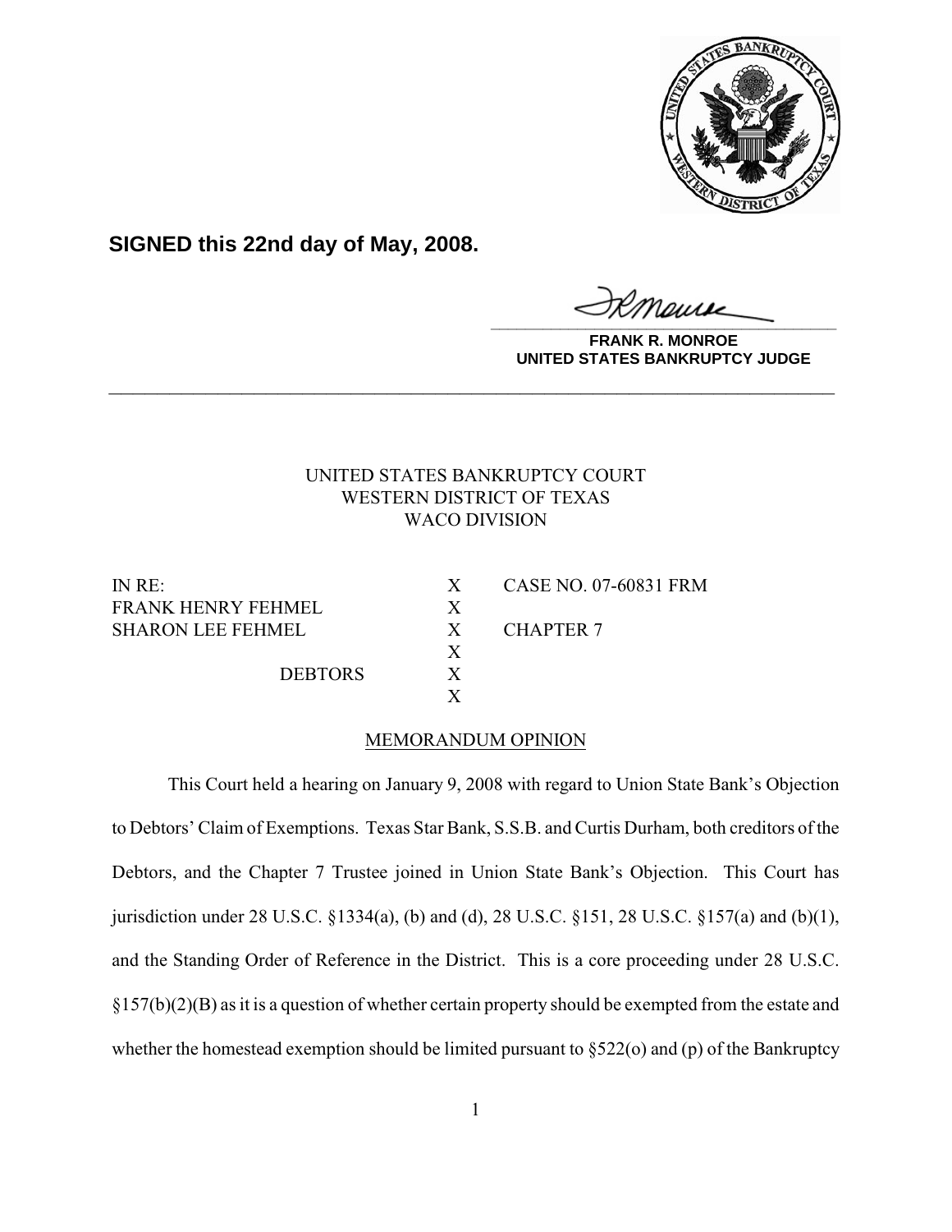**SIGNED this 22nd day of May, 2008.**

**FRANK R. MONROE**
**UNITED STATES BANKRUPTCY JUDGE**

---

UNITED STATES BANKRUPTCY COURT
WESTERN DISTRICT OF TEXAS
WACO DIVISION

| | | |
|---|---|---|
| IN RE: | X | CASE NO. 07-60831 FRM |
| FRANK HENRY FEHMEL | X | |
| SHARON LEE FEHMEL | X | CHAPTER 7 |
| | X | |
| DEBTORS | X | |
| | X | |

MEMORANDUM OPINION

This Court held a hearing on January 9, 2008 with regard to Union State Bank's Objection to Debtors' Claim of Exemptions. Texas Star Bank, S.S.B. and Curtis Durham, both creditors of the Debtors, and the Chapter 7 Trustee joined in Union State Bank's Objection. This Court has jurisdiction under 28 U.S.C. §1334(a), (b) and (d), 28 U.S.C. §151, 28 U.S.C. §157(a) and (b)(1), and the Standing Order of Reference in the District. This is a core proceeding under 28 U.S.C. §157(b)(2)(B) as it is a question of whether certain property should be exempted from the estate and whether the homestead exemption should be limited pursuant to §522(o) and (p) of the Bankruptcy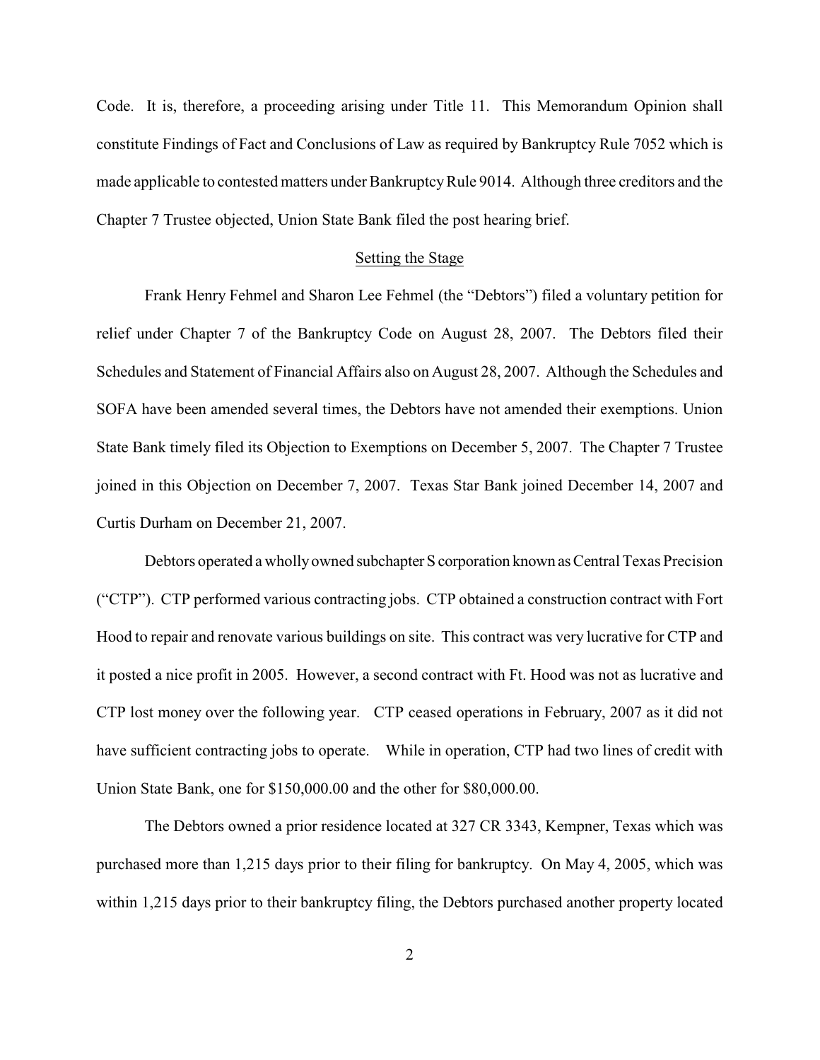Code. It is, therefore, a proceeding arising under Title 11. This Memorandum Opinion shall constitute Findings of Fact and Conclusions of Law as required by Bankruptcy Rule 7052 which is made applicable to contested matters under Bankruptcy Rule 9014. Although three creditors and the Chapter 7 Trustee objected, Union State Bank filed the post hearing brief.

## Setting the Stage

Frank Henry Fehmel and Sharon Lee Fehmel (the "Debtors") filed a voluntary petition for relief under Chapter 7 of the Bankruptcy Code on August 28, 2007. The Debtors filed their Schedules and Statement of Financial Affairs also on August 28, 2007. Although the Schedules and SOFA have been amended several times, the Debtors have not amended their exemptions. Union State Bank timely filed its Objection to Exemptions on December 5, 2007. The Chapter 7 Trustee joined in this Objection on December 7, 2007. Texas Star Bank joined December 14, 2007 and Curtis Durham on December 21, 2007.

Debtors operated a wholly owned subchapter S corporation known as Central Texas Precision ("CTP"). CTP performed various contracting jobs. CTP obtained a construction contract with Fort Hood to repair and renovate various buildings on site. This contract was very lucrative for CTP and it posted a nice profit in 2005. However, a second contract with Ft. Hood was not as lucrative and CTP lost money over the following year. CTP ceased operations in February, 2007 as it did not have sufficient contracting jobs to operate. While in operation, CTP had two lines of credit with Union State Bank, one for $150,000.00 and the other for $80,000.00.

The Debtors owned a prior residence located at 327 CR 3343, Kempner, Texas which was purchased more than 1,215 days prior to their filing for bankruptcy. On May 4, 2005, which was within 1,215 days prior to their bankruptcy filing, the Debtors purchased another property located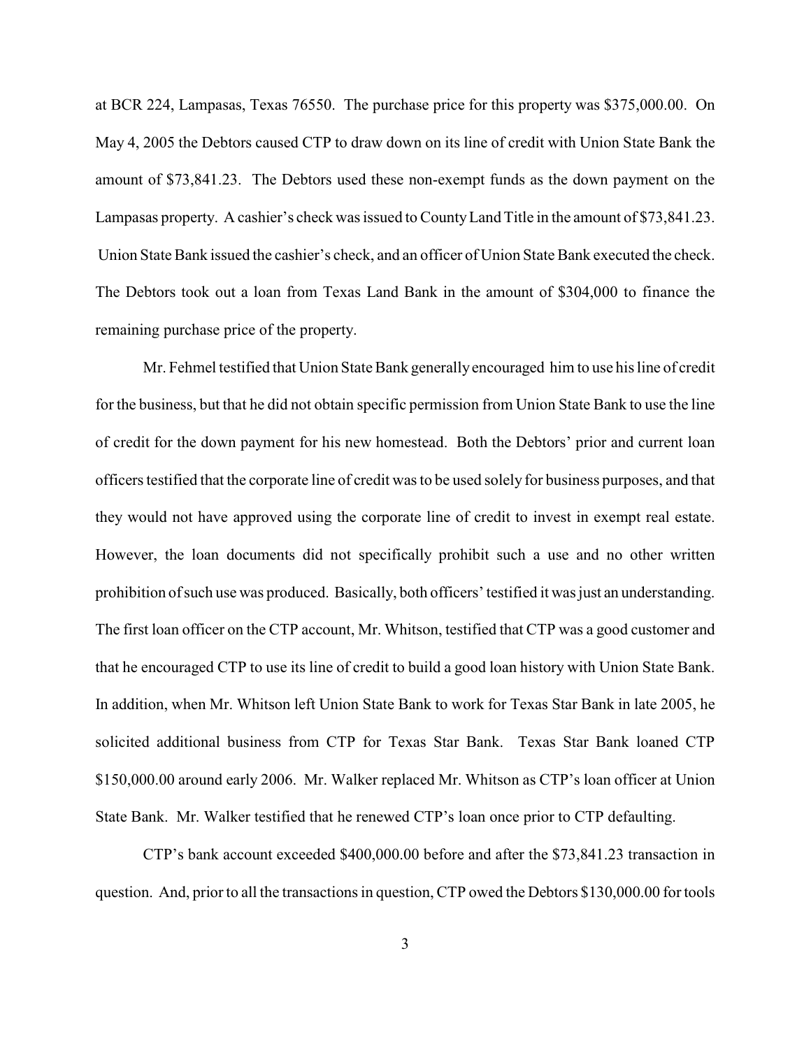at BCR 224, Lampasas, Texas 76550. The purchase price for this property was $375,000.00. On May 4, 2005 the Debtors caused CTP to draw down on its line of credit with Union State Bank the amount of $73,841.23. The Debtors used these non-exempt funds as the down payment on the Lampasas property. A cashier's check was issued to County Land Title in the amount of $73,841.23. Union State Bank issued the cashier's check, and an officer of Union State Bank executed the check. The Debtors took out a loan from Texas Land Bank in the amount of $304,000 to finance the remaining purchase price of the property.

Mr. Fehmel testified that Union State Bank generally encouraged him to use his line of credit for the business, but that he did not obtain specific permission from Union State Bank to use the line of credit for the down payment for his new homestead. Both the Debtors' prior and current loan officers testified that the corporate line of credit was to be used solely for business purposes, and that they would not have approved using the corporate line of credit to invest in exempt real estate. However, the loan documents did not specifically prohibit such a use and no other written prohibition of such use was produced. Basically, both officers' testified it was just an understanding. The first loan officer on the CTP account, Mr. Whitson, testified that CTP was a good customer and that he encouraged CTP to use its line of credit to build a good loan history with Union State Bank. In addition, when Mr. Whitson left Union State Bank to work for Texas Star Bank in late 2005, he solicited additional business from CTP for Texas Star Bank. Texas Star Bank loaned CTP $150,000.00 around early 2006. Mr. Walker replaced Mr. Whitson as CTP's loan officer at Union State Bank. Mr. Walker testified that he renewed CTP's loan once prior to CTP defaulting.

CTP's bank account exceeded $400,000.00 before and after the $73,841.23 transaction in question. And, prior to all the transactions in question, CTP owed the Debtors $130,000.00 for tools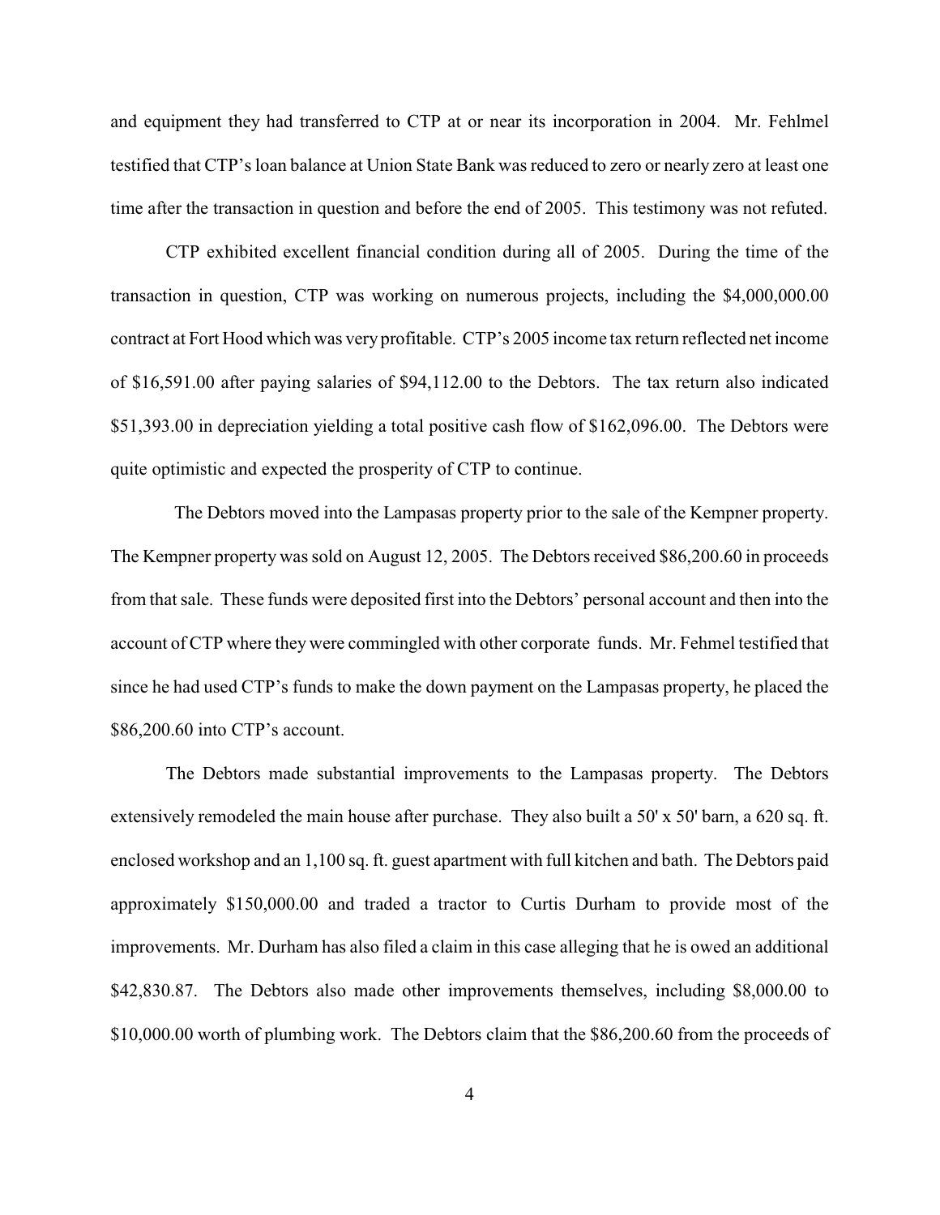and equipment they had transferred to CTP at or near its incorporation in 2004. Mr. Fehlmel testified that CTP's loan balance at Union State Bank was reduced to zero or nearly zero at least one time after the transaction in question and before the end of 2005. This testimony was not refuted.

CTP exhibited excellent financial condition during all of 2005. During the time of the transaction in question, CTP was working on numerous projects, including the $4,000,000.00 contract at Fort Hood which was very profitable. CTP's 2005 income tax return reflected net income of $16,591.00 after paying salaries of $94,112.00 to the Debtors. The tax return also indicated $51,393.00 in depreciation yielding a total positive cash flow of $162,096.00. The Debtors were quite optimistic and expected the prosperity of CTP to continue.

The Debtors moved into the Lampasas property prior to the sale of the Kempner property. The Kempner property was sold on August 12, 2005. The Debtors received $86,200.60 in proceeds from that sale. These funds were deposited first into the Debtors' personal account and then into the account of CTP where they were commingled with other corporate funds. Mr. Fehmel testified that since he had used CTP's funds to make the down payment on the Lampasas property, he placed the $86,200.60 into CTP's account.

The Debtors made substantial improvements to the Lampasas property. The Debtors extensively remodeled the main house after purchase. They also built a 50' x 50' barn, a 620 sq. ft. enclosed workshop and an 1,100 sq. ft. guest apartment with full kitchen and bath. The Debtors paid approximately $150,000.00 and traded a tractor to Curtis Durham to provide most of the improvements. Mr. Durham has also filed a claim in this case alleging that he is owed an additional $42,830.87. The Debtors also made other improvements themselves, including $8,000.00 to $10,000.00 worth of plumbing work. The Debtors claim that the $86,200.60 from the proceeds of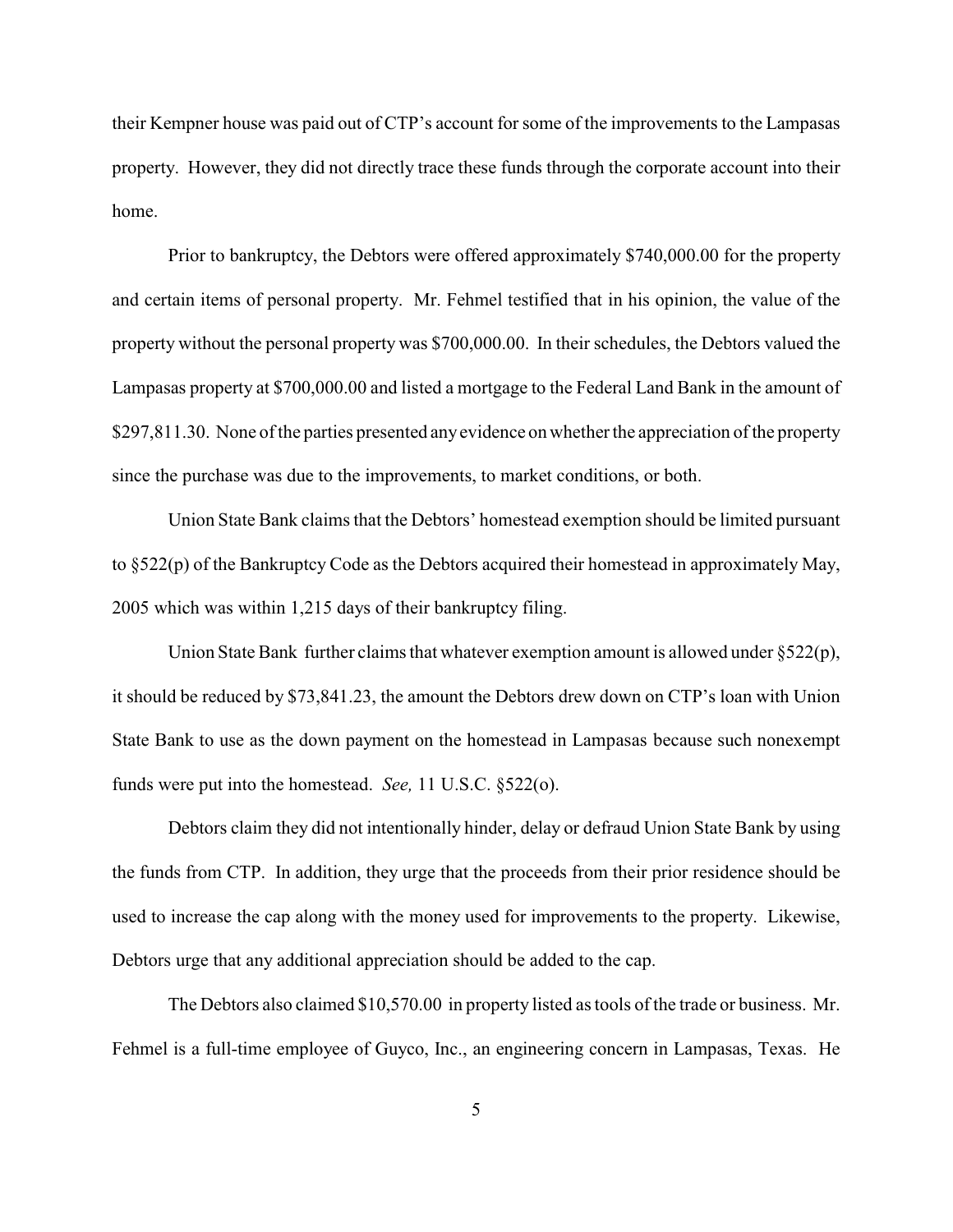their Kempner house was paid out of CTP's account for some of the improvements to the Lampasas property. However, they did not directly trace these funds through the corporate account into their home.

Prior to bankruptcy, the Debtors were offered approximately $740,000.00 for the property and certain items of personal property. Mr. Fehmel testified that in his opinion, the value of the property without the personal property was $700,000.00. In their schedules, the Debtors valued the Lampasas property at $700,000.00 and listed a mortgage to the Federal Land Bank in the amount of $297,811.30. None of the parties presented any evidence on whether the appreciation of the property since the purchase was due to the improvements, to market conditions, or both.

Union State Bank claims that the Debtors' homestead exemption should be limited pursuant to §522(p) of the Bankruptcy Code as the Debtors acquired their homestead in approximately May, 2005 which was within 1,215 days of their bankruptcy filing.

Union State Bank further claims that whatever exemption amount is allowed under §522(p), it should be reduced by $73,841.23, the amount the Debtors drew down on CTP's loan with Union State Bank to use as the down payment on the homestead in Lampasas because such nonexempt funds were put into the homestead. *See,* 11 U.S.C. §522(o).

Debtors claim they did not intentionally hinder, delay or defraud Union State Bank by using the funds from CTP. In addition, they urge that the proceeds from their prior residence should be used to increase the cap along with the money used for improvements to the property. Likewise, Debtors urge that any additional appreciation should be added to the cap.

The Debtors also claimed $10,570.00 in property listed as tools of the trade or business. Mr. Fehmel is a full-time employee of Guyco, Inc., an engineering concern in Lampasas, Texas. He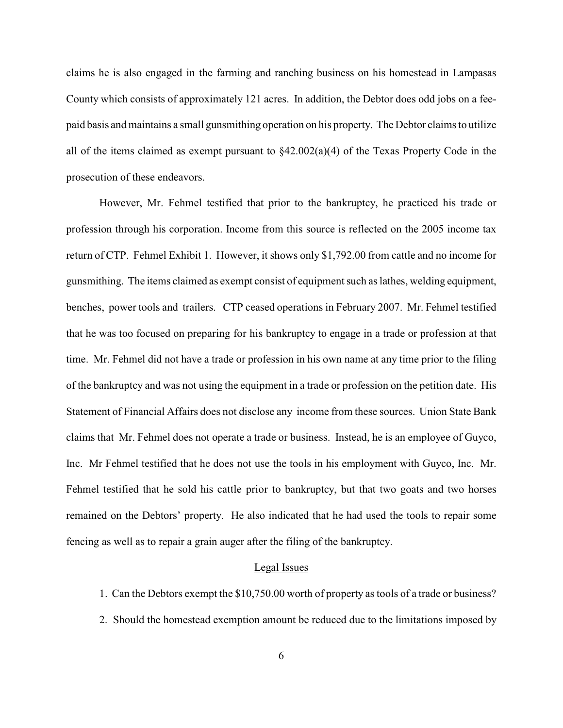claims he is also engaged in the farming and ranching business on his homestead in Lampasas County which consists of approximately 121 acres. In addition, the Debtor does odd jobs on a fee-paid basis and maintains a small gunsmithing operation on his property. The Debtor claims to utilize all of the items claimed as exempt pursuant to §42.002(a)(4) of the Texas Property Code in the prosecution of these endeavors.

However, Mr. Fehmel testified that prior to the bankruptcy, he practiced his trade or profession through his corporation. Income from this source is reflected on the 2005 income tax return of CTP. Fehmel Exhibit 1. However, it shows only $1,792.00 from cattle and no income for gunsmithing. The items claimed as exempt consist of equipment such as lathes, welding equipment, benches, power tools and trailers. CTP ceased operations in February 2007. Mr. Fehmel testified that he was too focused on preparing for his bankruptcy to engage in a trade or profession at that time. Mr. Fehmel did not have a trade or profession in his own name at any time prior to the filing of the bankruptcy and was not using the equipment in a trade or profession on the petition date. His Statement of Financial Affairs does not disclose any income from these sources. Union State Bank claims that Mr. Fehmel does not operate a trade or business. Instead, he is an employee of Guyco, Inc. Mr Fehmel testified that he does not use the tools in his employment with Guyco, Inc. Mr. Fehmel testified that he sold his cattle prior to bankruptcy, but that two goats and two horses remained on the Debtors' property. He also indicated that he had used the tools to repair some fencing as well as to repair a grain auger after the filing of the bankruptcy.

## Legal Issues

1. Can the Debtors exempt the $10,750.00 worth of property as tools of a trade or business?
2. Should the homestead exemption amount be reduced due to the limitations imposed by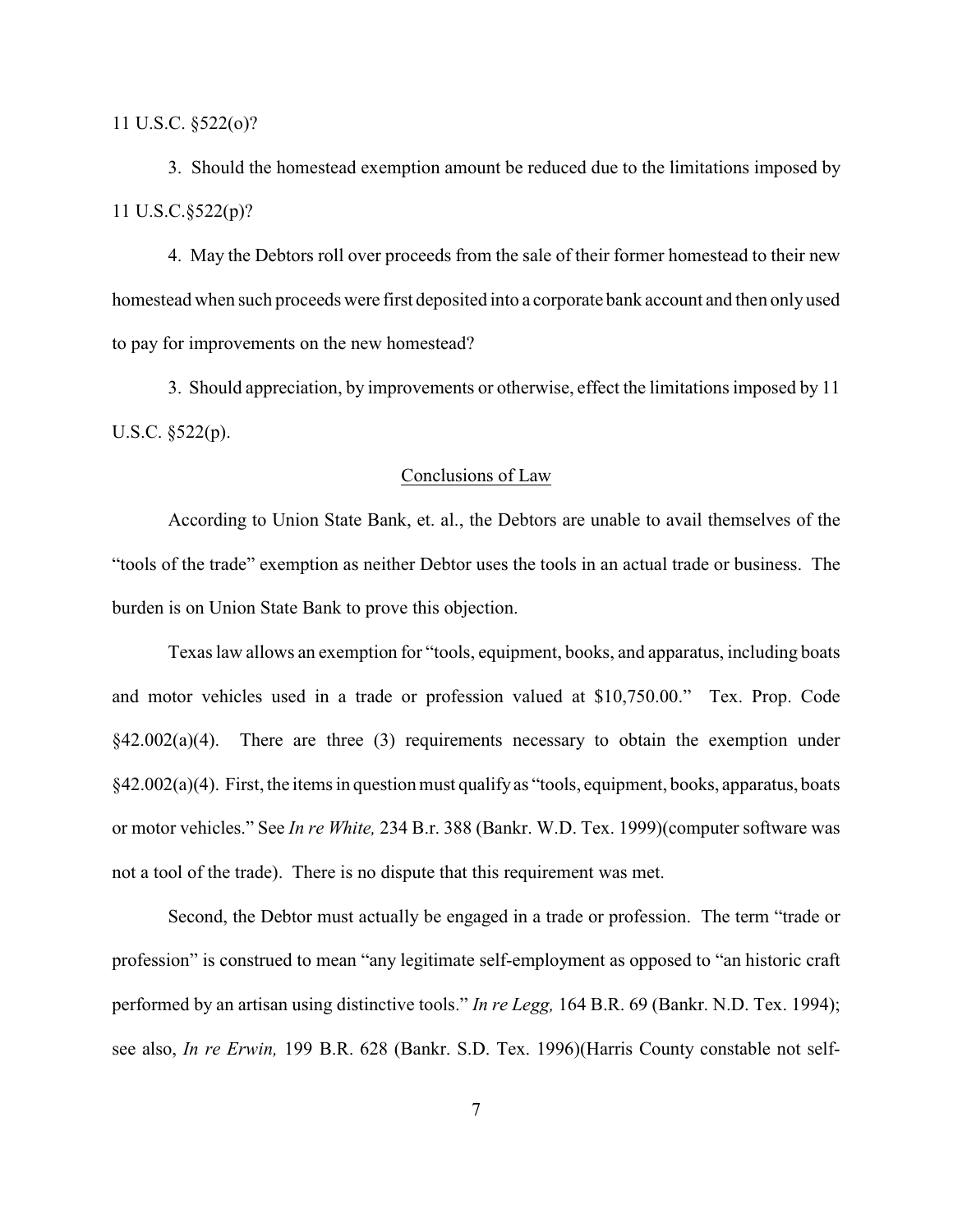11 U.S.C. §522(o)?

3. Should the homestead exemption amount be reduced due to the limitations imposed by 11 U.S.C.§522(p)?

4. May the Debtors roll over proceeds from the sale of their former homestead to their new homestead when such proceeds were first deposited into a corporate bank account and then only used to pay for improvements on the new homestead?

3. Should appreciation, by improvements or otherwise, effect the limitations imposed by 11 U.S.C. §522(p).

<u>Conclusions of Law</u>

According to Union State Bank, et. al., the Debtors are unable to avail themselves of the "tools of the trade" exemption as neither Debtor uses the tools in an actual trade or business. The burden is on Union State Bank to prove this objection.

Texas law allows an exemption for "tools, equipment, books, and apparatus, including boats and motor vehicles used in a trade or profession valued at $10,750.00." Tex. Prop. Code §42.002(a)(4). There are three (3) requirements necessary to obtain the exemption under §42.002(a)(4). First, the items in question must qualify as "tools, equipment, books, apparatus, boats or motor vehicles." See *In re White,* 234 B.r. 388 (Bankr. W.D. Tex. 1999)(computer software was not a tool of the trade). There is no dispute that this requirement was met.

Second, the Debtor must actually be engaged in a trade or profession. The term "trade or profession" is construed to mean "any legitimate self-employment as opposed to "an historic craft performed by an artisan using distinctive tools." *In re Legg,* 164 B.R. 69 (Bankr. N.D. Tex. 1994); see also, *In re Erwin,* 199 B.R. 628 (Bankr. S.D. Tex. 1996)(Harris County constable not self-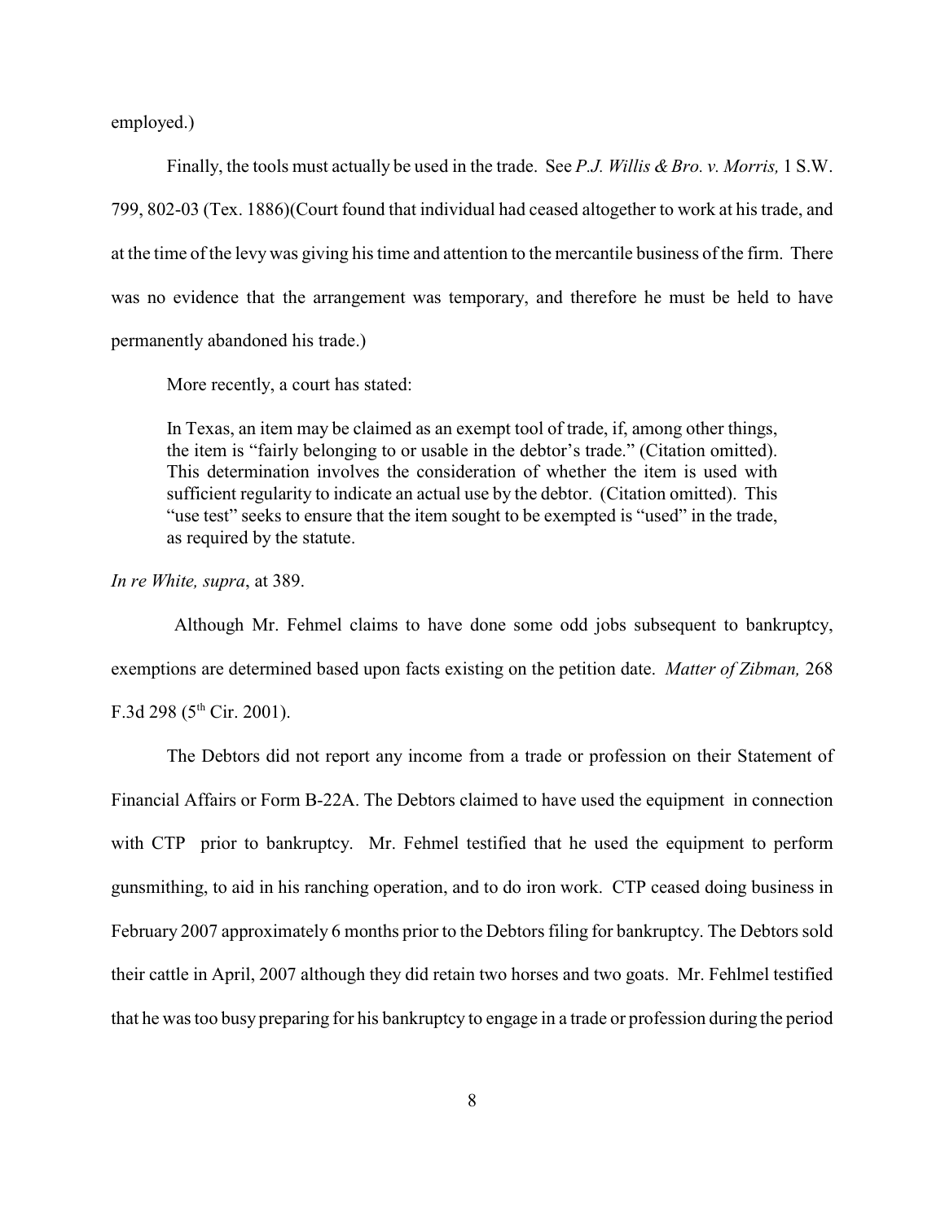employed.)

Finally, the tools must actually be used in the trade. See *P.J. Willis & Bro. v. Morris,* 1 S.W. 799, 802-03 (Tex. 1886)(Court found that individual had ceased altogether to work at his trade, and at the time of the levy was giving his time and attention to the mercantile business of the firm. There was no evidence that the arrangement was temporary, and therefore he must be held to have permanently abandoned his trade.)

More recently, a court has stated:

> In Texas, an item may be claimed as an exempt tool of trade, if, among other things, the item is "fairly belonging to or usable in the debtor's trade." (Citation omitted). This determination involves the consideration of whether the item is used with sufficient regularity to indicate an actual use by the debtor. (Citation omitted). This "use test" seeks to ensure that the item sought to be exempted is "used" in the trade, as required by the statute.

*In re White, supra*, at 389.

Although Mr. Fehmel claims to have done some odd jobs subsequent to bankruptcy, exemptions are determined based upon facts existing on the petition date. *Matter of Zibman,* 268 F.3d 298 (5th Cir. 2001).

The Debtors did not report any income from a trade or profession on their Statement of Financial Affairs or Form B-22A. The Debtors claimed to have used the equipment in connection with CTP prior to bankruptcy. Mr. Fehmel testified that he used the equipment to perform gunsmithing, to aid in his ranching operation, and to do iron work. CTP ceased doing business in February 2007 approximately 6 months prior to the Debtors filing for bankruptcy. The Debtors sold their cattle in April, 2007 although they did retain two horses and two goats. Mr. Fehlmel testified that he was too busy preparing for his bankruptcy to engage in a trade or profession during the period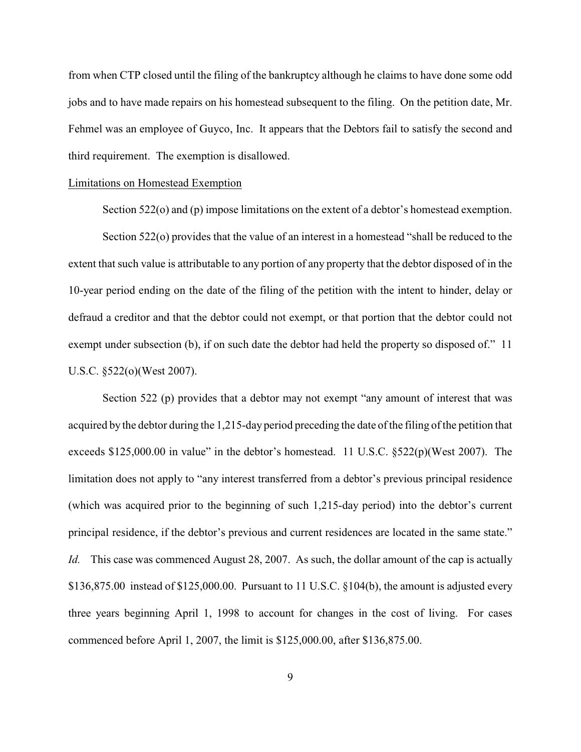from when CTP closed until the filing of the bankruptcy although he claims to have done some odd jobs and to have made repairs on his homestead subsequent to the filing. On the petition date, Mr. Fehmel was an employee of Guyco, Inc. It appears that the Debtors fail to satisfy the second and third requirement. The exemption is disallowed.

<u>Limitations on Homestead Exemption</u>

Section 522(o) and (p) impose limitations on the extent of a debtor's homestead exemption.

Section 522(o) provides that the value of an interest in a homestead "shall be reduced to the extent that such value is attributable to any portion of any property that the debtor disposed of in the 10-year period ending on the date of the filing of the petition with the intent to hinder, delay or defraud a creditor and that the debtor could not exempt, or that portion that the debtor could not exempt under subsection (b), if on such date the debtor had held the property so disposed of." 11 U.S.C. §522(o)(West 2007).

Section 522 (p) provides that a debtor may not exempt "any amount of interest that was acquired by the debtor during the 1,215-day period preceding the date of the filing of the petition that exceeds $125,000.00 in value" in the debtor's homestead. 11 U.S.C. §522(p)(West 2007). The limitation does not apply to "any interest transferred from a debtor's previous principal residence (which was acquired prior to the beginning of such 1,215-day period) into the debtor's current principal residence, if the debtor's previous and current residences are located in the same state." *Id.* This case was commenced August 28, 2007. As such, the dollar amount of the cap is actually $136,875.00 instead of $125,000.00. Pursuant to 11 U.S.C. §104(b), the amount is adjusted every three years beginning April 1, 1998 to account for changes in the cost of living. For cases commenced before April 1, 2007, the limit is $125,000.00, after $136,875.00.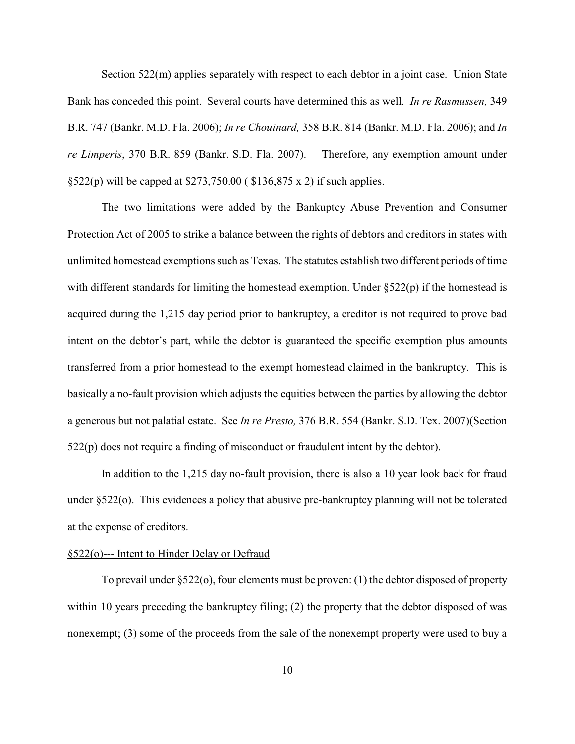Section 522(m) applies separately with respect to each debtor in a joint case. Union State Bank has conceded this point. Several courts have determined this as well. *In re Rasmussen,* 349 B.R. 747 (Bankr. M.D. Fla. 2006); *In re Chouinard,* 358 B.R. 814 (Bankr. M.D. Fla. 2006); and *In re Limperis*, 370 B.R. 859 (Bankr. S.D. Fla. 2007). Therefore, any exemption amount under §522(p) will be capped at $273,750.00 ( $136,875 x 2) if such applies.

The two limitations were added by the Bankruptcy Abuse Prevention and Consumer Protection Act of 2005 to strike a balance between the rights of debtors and creditors in states with unlimited homestead exemptions such as Texas. The statutes establish two different periods of time with different standards for limiting the homestead exemption. Under §522(p) if the homestead is acquired during the 1,215 day period prior to bankruptcy, a creditor is not required to prove bad intent on the debtor's part, while the debtor is guaranteed the specific exemption plus amounts transferred from a prior homestead to the exempt homestead claimed in the bankruptcy. This is basically a no-fault provision which adjusts the equities between the parties by allowing the debtor a generous but not palatial estate. See *In re Presto,* 376 B.R. 554 (Bankr. S.D. Tex. 2007)(Section 522(p) does not require a finding of misconduct or fraudulent intent by the debtor).

In addition to the 1,215 day no-fault provision, there is also a 10 year look back for fraud under §522(o). This evidences a policy that abusive pre-bankruptcy planning will not be tolerated at the expense of creditors.

<u>§522(o)--- Intent to Hinder Delay or Defraud</u>

To prevail under §522(o), four elements must be proven: (1) the debtor disposed of property within 10 years preceding the bankruptcy filing; (2) the property that the debtor disposed of was nonexempt; (3) some of the proceeds from the sale of the nonexempt property were used to buy a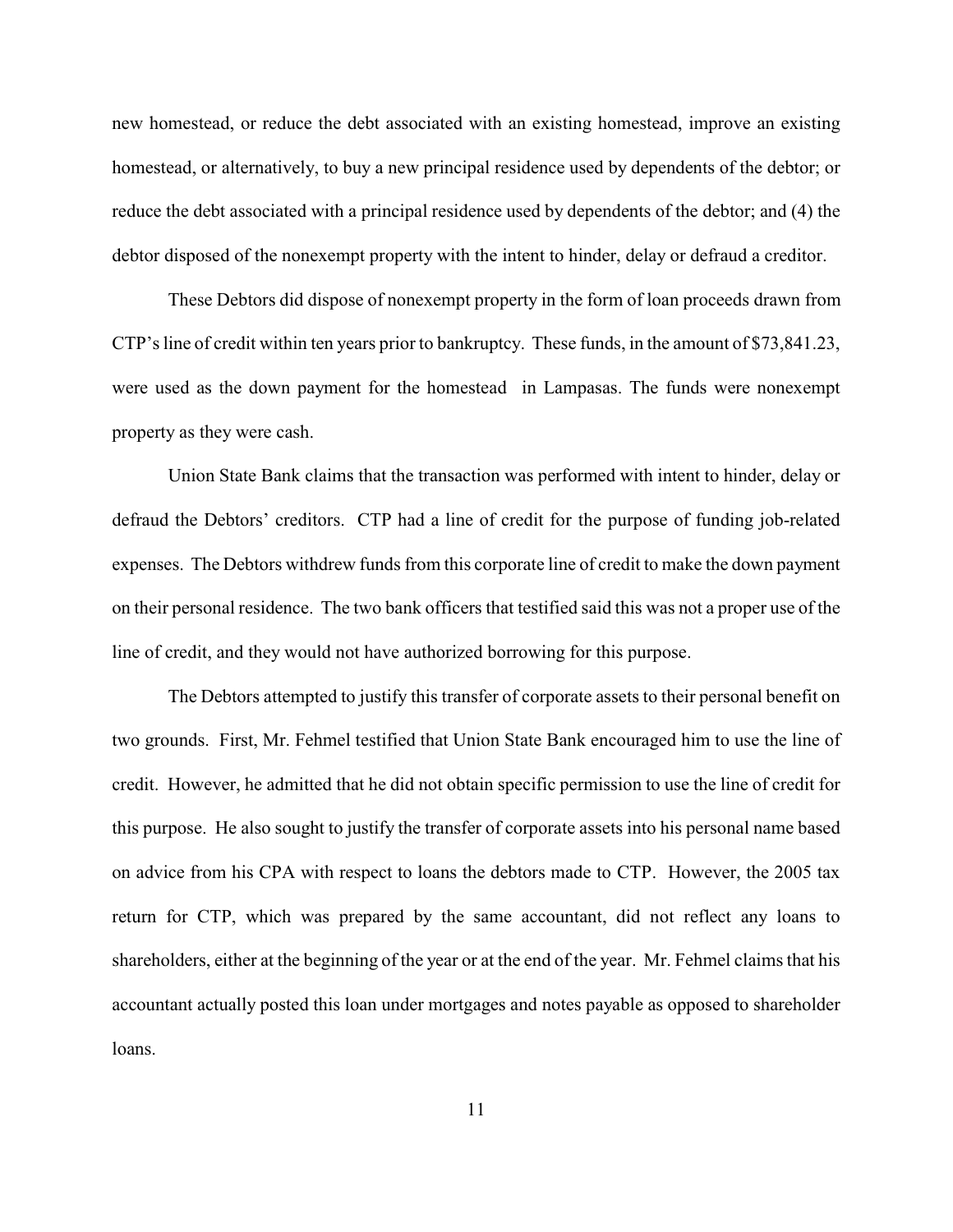new homestead, or reduce the debt associated with an existing homestead, improve an existing homestead, or alternatively, to buy a new principal residence used by dependents of the debtor; or reduce the debt associated with a principal residence used by dependents of the debtor; and (4) the debtor disposed of the nonexempt property with the intent to hinder, delay or defraud a creditor.

These Debtors did dispose of nonexempt property in the form of loan proceeds drawn from CTP's line of credit within ten years prior to bankruptcy. These funds, in the amount of $73,841.23, were used as the down payment for the homestead in Lampasas. The funds were nonexempt property as they were cash.

Union State Bank claims that the transaction was performed with intent to hinder, delay or defraud the Debtors' creditors. CTP had a line of credit for the purpose of funding job-related expenses. The Debtors withdrew funds from this corporate line of credit to make the down payment on their personal residence. The two bank officers that testified said this was not a proper use of the line of credit, and they would not have authorized borrowing for this purpose.

The Debtors attempted to justify this transfer of corporate assets to their personal benefit on two grounds. First, Mr. Fehmel testified that Union State Bank encouraged him to use the line of credit. However, he admitted that he did not obtain specific permission to use the line of credit for this purpose. He also sought to justify the transfer of corporate assets into his personal name based on advice from his CPA with respect to loans the debtors made to CTP. However, the 2005 tax return for CTP, which was prepared by the same accountant, did not reflect any loans to shareholders, either at the beginning of the year or at the end of the year. Mr. Fehmel claims that his accountant actually posted this loan under mortgages and notes payable as opposed to shareholder loans.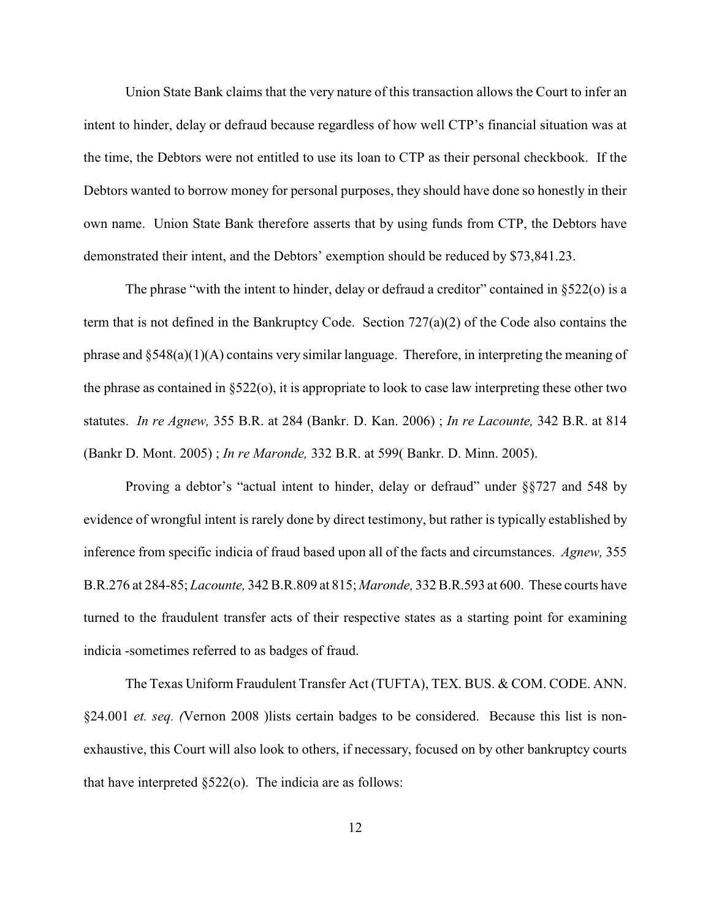Union State Bank claims that the very nature of this transaction allows the Court to infer an intent to hinder, delay or defraud because regardless of how well CTP's financial situation was at the time, the Debtors were not entitled to use its loan to CTP as their personal checkbook. If the Debtors wanted to borrow money for personal purposes, they should have done so honestly in their own name. Union State Bank therefore asserts that by using funds from CTP, the Debtors have demonstrated their intent, and the Debtors' exemption should be reduced by $73,841.23.

The phrase "with the intent to hinder, delay or defraud a creditor" contained in §522(o) is a term that is not defined in the Bankruptcy Code. Section 727(a)(2) of the Code also contains the phrase and §548(a)(1)(A) contains very similar language. Therefore, in interpreting the meaning of the phrase as contained in §522(o), it is appropriate to look to case law interpreting these other two statutes. *In re Agnew,* 355 B.R. at 284 (Bankr. D. Kan. 2006) ; *In re Lacounte,* 342 B.R. at 814 (Bankr D. Mont. 2005) ; *In re Maronde,* 332 B.R. at 599( Bankr. D. Minn. 2005).

Proving a debtor's "actual intent to hinder, delay or defraud" under §§727 and 548 by evidence of wrongful intent is rarely done by direct testimony, but rather is typically established by inference from specific indicia of fraud based upon all of the facts and circumstances. *Agnew,* 355 B.R.276 at 284-85; *Lacounte,* 342 B.R.809 at 815; *Maronde,* 332 B.R.593 at 600. These courts have turned to the fraudulent transfer acts of their respective states as a starting point for examining indicia -sometimes referred to as badges of fraud.

The Texas Uniform Fraudulent Transfer Act (TUFTA), TEX. BUS. & COM. CODE. ANN. §24.001 *et. seq. (*Vernon 2008 )lists certain badges to be considered. Because this list is non-exhaustive, this Court will also look to others, if necessary, focused on by other bankruptcy courts that have interpreted §522(o). The indicia are as follows: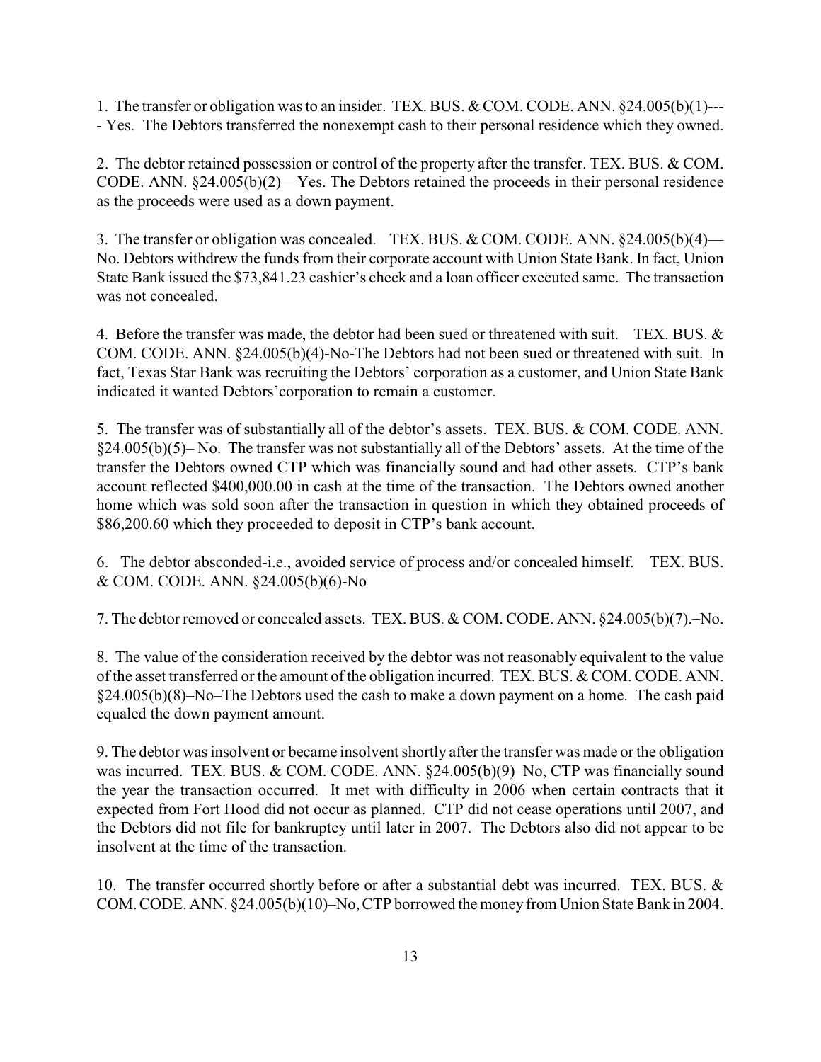1. The transfer or obligation was to an insider. TEX. BUS. & COM. CODE. ANN. §24.005(b)(1)---- Yes. The Debtors transferred the nonexempt cash to their personal residence which they owned.

2. The debtor retained possession or control of the property after the transfer. TEX. BUS. & COM. CODE. ANN. §24.005(b)(2)—Yes. The Debtors retained the proceeds in their personal residence as the proceeds were used as a down payment.

3. The transfer or obligation was concealed. TEX. BUS. & COM. CODE. ANN. §24.005(b)(4)—No. Debtors withdrew the funds from their corporate account with Union State Bank. In fact, Union State Bank issued the $73,841.23 cashier's check and a loan officer executed same. The transaction was not concealed.

4. Before the transfer was made, the debtor had been sued or threatened with suit. TEX. BUS. & COM. CODE. ANN. §24.005(b)(4)-No-The Debtors had not been sued or threatened with suit. In fact, Texas Star Bank was recruiting the Debtors' corporation as a customer, and Union State Bank indicated it wanted Debtors'corporation to remain a customer.

5. The transfer was of substantially all of the debtor's assets. TEX. BUS. & COM. CODE. ANN. §24.005(b)(5)– No. The transfer was not substantially all of the Debtors' assets. At the time of the transfer the Debtors owned CTP which was financially sound and had other assets. CTP's bank account reflected $400,000.00 in cash at the time of the transaction. The Debtors owned another home which was sold soon after the transaction in question in which they obtained proceeds of $86,200.60 which they proceeded to deposit in CTP's bank account.

6. The debtor absconded-i.e., avoided service of process and/or concealed himself. TEX. BUS. & COM. CODE. ANN. §24.005(b)(6)-No

7. The debtor removed or concealed assets. TEX. BUS. & COM. CODE. ANN. §24.005(b)(7).–No.

8. The value of the consideration received by the debtor was not reasonably equivalent to the value of the asset transferred or the amount of the obligation incurred. TEX. BUS. & COM. CODE. ANN. §24.005(b)(8)–No–The Debtors used the cash to make a down payment on a home. The cash paid equaled the down payment amount.

9. The debtor was insolvent or became insolvent shortly after the transfer was made or the obligation was incurred. TEX. BUS. & COM. CODE. ANN. §24.005(b)(9)–No, CTP was financially sound the year the transaction occurred. It met with difficulty in 2006 when certain contracts that it expected from Fort Hood did not occur as planned. CTP did not cease operations until 2007, and the Debtors did not file for bankruptcy until later in 2007. The Debtors also did not appear to be insolvent at the time of the transaction.

10. The transfer occurred shortly before or after a substantial debt was incurred. TEX. BUS. & COM. CODE. ANN. §24.005(b)(10)–No, CTP borrowed the money from Union State Bank in 2004.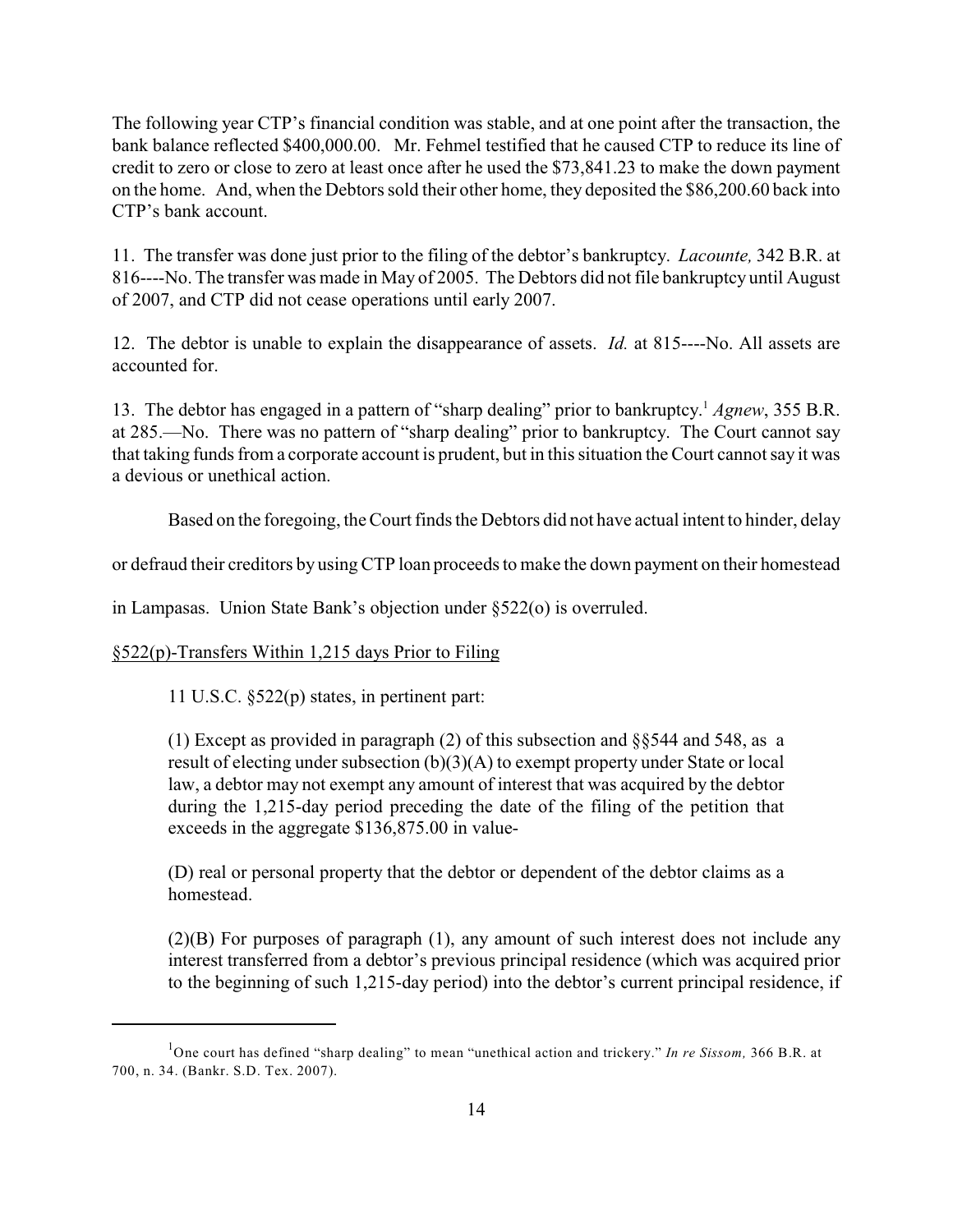The following year CTP's financial condition was stable, and at one point after the transaction, the bank balance reflected $400,000.00. Mr. Fehmel testified that he caused CTP to reduce its line of credit to zero or close to zero at least once after he used the $73,841.23 to make the down payment on the home. And, when the Debtors sold their other home, they deposited the $86,200.60 back into CTP's bank account.

11. The transfer was done just prior to the filing of the debtor's bankruptcy. *Lacounte,* 342 B.R. at 816----No. The transfer was made in May of 2005. The Debtors did not file bankruptcy until August of 2007, and CTP did not cease operations until early 2007.

12. The debtor is unable to explain the disappearance of assets. *Id.* at 815----No. All assets are accounted for.

13. The debtor has engaged in a pattern of "sharp dealing" prior to bankruptcy.[1] *Agnew*, 355 B.R. at 285.—No. There was no pattern of "sharp dealing" prior to bankruptcy. The Court cannot say that taking funds from a corporate account is prudent, but in this situation the Court cannot say it was a devious or unethical action.

Based on the foregoing, the Court finds the Debtors did not have actual intent to hinder, delay or defraud their creditors by using CTP loan proceeds to make the down payment on their homestead in Lampasas. Union State Bank's objection under §522(o) is overruled.

§522(p)-Transfers Within 1,215 days Prior to Filing

11 U.S.C. §522(p) states, in pertinent part:

> (1) Except as provided in paragraph (2) of this subsection and §§544 and 548, as a result of electing under subsection (b)(3)(A) to exempt property under State or local law, a debtor may not exempt any amount of interest that was acquired by the debtor during the 1,215-day period preceding the date of the filing of the petition that exceeds in the aggregate $136,875.00 in value-
>
> (D) real or personal property that the debtor or dependent of the debtor claims as a homestead.
>
> (2)(B) For purposes of paragraph (1), any amount of such interest does not include any interest transferred from a debtor's previous principal residence (which was acquired prior to the beginning of such 1,215-day period) into the debtor's current principal residence, if

[1] One court has defined "sharp dealing" to mean "unethical action and trickery." *In re Sissom,* 366 B.R. at 700, n. 34. (Bankr. S.D. Tex. 2007).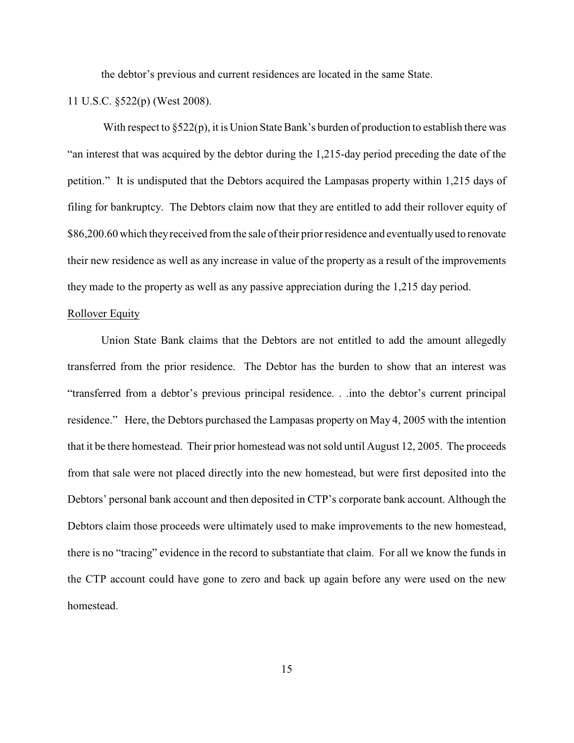the debtor's previous and current residences are located in the same State.

11 U.S.C. §522(p) (West 2008).

With respect to §522(p), it is Union State Bank's burden of production to establish there was "an interest that was acquired by the debtor during the 1,215-day period preceding the date of the petition." It is undisputed that the Debtors acquired the Lampasas property within 1,215 days of filing for bankruptcy. The Debtors claim now that they are entitled to add their rollover equity of $86,200.60 which they received from the sale of their prior residence and eventually used to renovate their new residence as well as any increase in value of the property as a result of the improvements they made to the property as well as any passive appreciation during the 1,215 day period.

<u>Rollover Equity</u>

Union State Bank claims that the Debtors are not entitled to add the amount allegedly transferred from the prior residence. The Debtor has the burden to show that an interest was "transferred from a debtor's previous principal residence. . .into the debtor's current principal residence." Here, the Debtors purchased the Lampasas property on May 4, 2005 with the intention that it be there homestead. Their prior homestead was not sold until August 12, 2005. The proceeds from that sale were not placed directly into the new homestead, but were first deposited into the Debtors' personal bank account and then deposited in CTP's corporate bank account. Although the Debtors claim those proceeds were ultimately used to make improvements to the new homestead, there is no "tracing" evidence in the record to substantiate that claim. For all we know the funds in the CTP account could have gone to zero and back up again before any were used on the new homestead.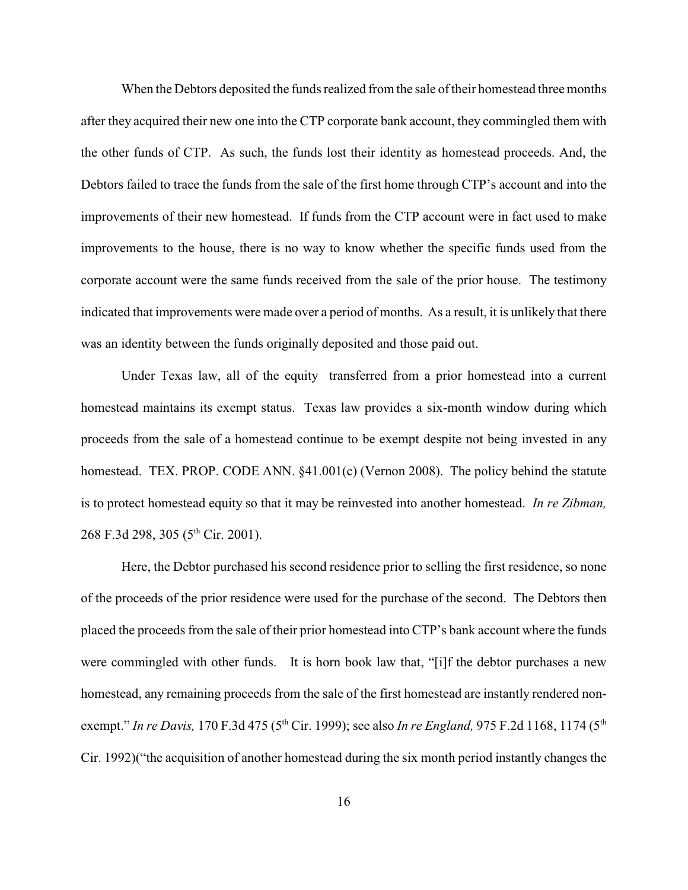When the Debtors deposited the funds realized from the sale of their homestead three months after they acquired their new one into the CTP corporate bank account, they commingled them with the other funds of CTP. As such, the funds lost their identity as homestead proceeds. And, the Debtors failed to trace the funds from the sale of the first home through CTP's account and into the improvements of their new homestead. If funds from the CTP account were in fact used to make improvements to the house, there is no way to know whether the specific funds used from the corporate account were the same funds received from the sale of the prior house. The testimony indicated that improvements were made over a period of months. As a result, it is unlikely that there was an identity between the funds originally deposited and those paid out.

Under Texas law, all of the equity transferred from a prior homestead into a current homestead maintains its exempt status. Texas law provides a six-month window during which proceeds from the sale of a homestead continue to be exempt despite not being invested in any homestead. TEX. PROP. CODE ANN. §41.001(c) (Vernon 2008). The policy behind the statute is to protect homestead equity so that it may be reinvested into another homestead. *In re Zibman,* 268 F.3d 298, 305 (5th Cir. 2001).

Here, the Debtor purchased his second residence prior to selling the first residence, so none of the proceeds of the prior residence were used for the purchase of the second. The Debtors then placed the proceeds from the sale of their prior homestead into CTP's bank account where the funds were commingled with other funds. It is horn book law that, "[i]f the debtor purchases a new homestead, any remaining proceeds from the sale of the first homestead are instantly rendered non-exempt." *In re Davis,* 170 F.3d 475 (5th Cir. 1999); see also *In re England,* 975 F.2d 1168, 1174 (5th Cir. 1992)("the acquisition of another homestead during the six month period instantly changes the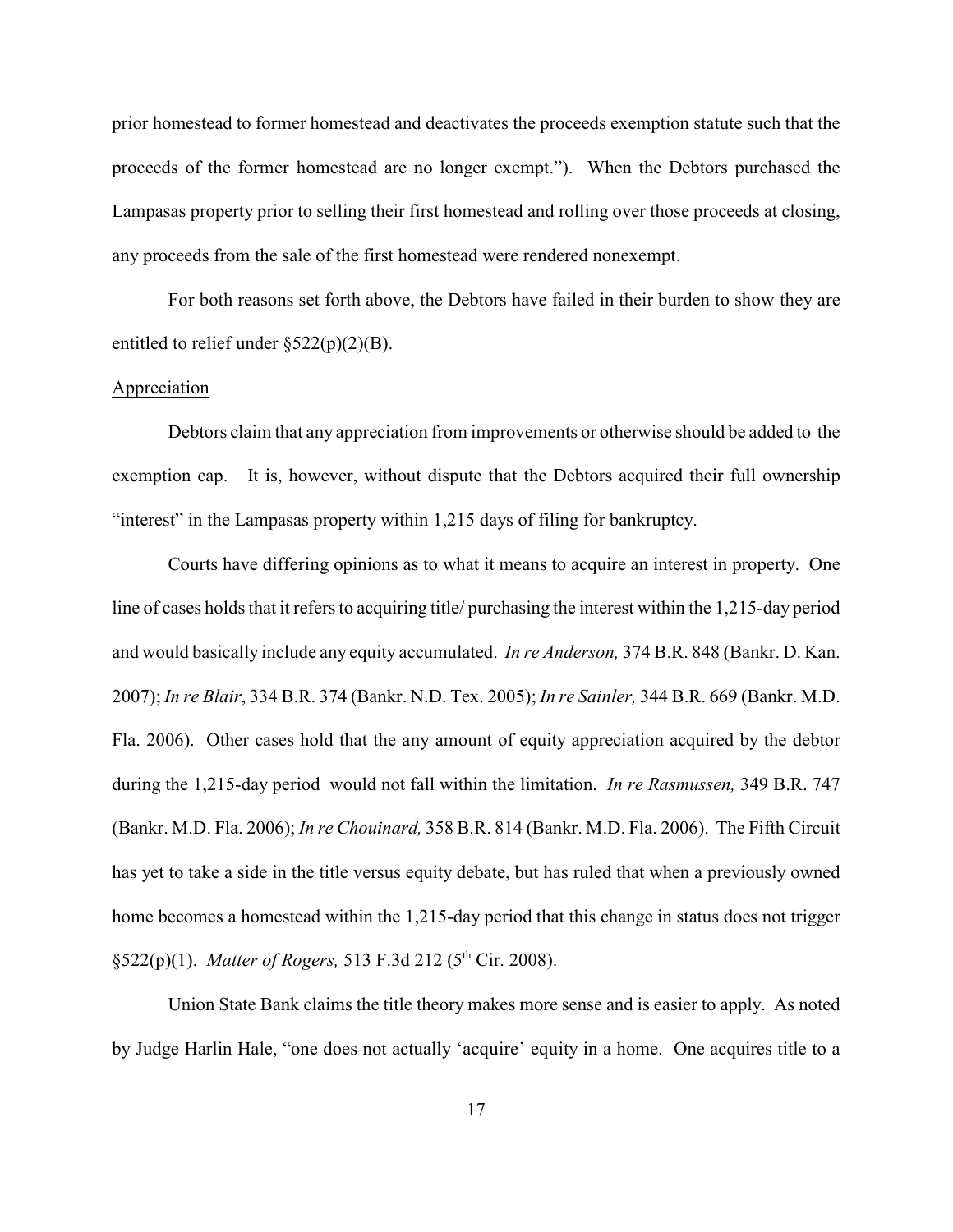prior homestead to former homestead and deactivates the proceeds exemption statute such that the proceeds of the former homestead are no longer exempt."). When the Debtors purchased the Lampasas property prior to selling their first homestead and rolling over those proceeds at closing, any proceeds from the sale of the first homestead were rendered nonexempt.

For both reasons set forth above, the Debtors have failed in their burden to show they are entitled to relief under §522(p)(2)(B).

<u>Appreciation</u>

Debtors claim that any appreciation from improvements or otherwise should be added to the exemption cap. It is, however, without dispute that the Debtors acquired their full ownership "interest" in the Lampasas property within 1,215 days of filing for bankruptcy.

Courts have differing opinions as to what it means to acquire an interest in property. One line of cases holds that it refers to acquiring title/ purchasing the interest within the 1,215-day period and would basically include any equity accumulated. *In re Anderson,* 374 B.R. 848 (Bankr. D. Kan. 2007); *In re Blair*, 334 B.R. 374 (Bankr. N.D. Tex. 2005); *In re Sainler,* 344 B.R. 669 (Bankr. M.D. Fla. 2006). Other cases hold that the any amount of equity appreciation acquired by the debtor during the 1,215-day period would not fall within the limitation. *In re Rasmussen,* 349 B.R. 747 (Bankr. M.D. Fla. 2006); *In re Chouinard,* 358 B.R. 814 (Bankr. M.D. Fla. 2006). The Fifth Circuit has yet to take a side in the title versus equity debate, but has ruled that when a previously owned home becomes a homestead within the 1,215-day period that this change in status does not trigger §522(p)(1). *Matter of Rogers,* 513 F.3d 212 (5th Cir. 2008).

Union State Bank claims the title theory makes more sense and is easier to apply. As noted by Judge Harlin Hale, "one does not actually 'acquire' equity in a home. One acquires title to a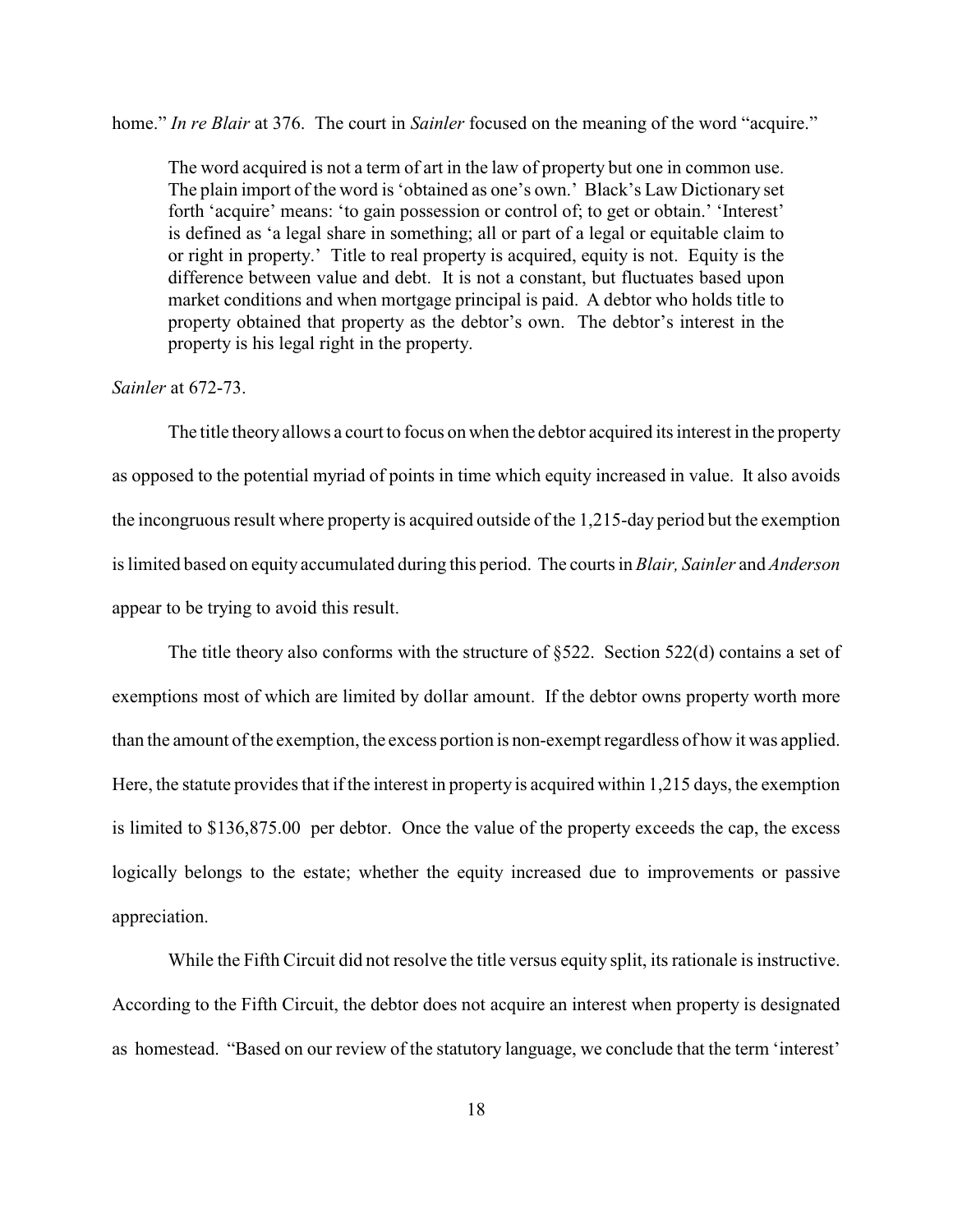home." *In re Blair* at 376. The court in *Sainler* focused on the meaning of the word "acquire."

> The word acquired is not a term of art in the law of property but one in common use. The plain import of the word is 'obtained as one's own.' Black's Law Dictionary set forth 'acquire' means: 'to gain possession or control of; to get or obtain.' 'Interest' is defined as 'a legal share in something; all or part of a legal or equitable claim to or right in property.' Title to real property is acquired, equity is not. Equity is the difference between value and debt. It is not a constant, but fluctuates based upon market conditions and when mortgage principal is paid. A debtor who holds title to property obtained that property as the debtor's own. The debtor's interest in the property is his legal right in the property.

*Sainler* at 672-73.

The title theory allows a court to focus on when the debtor acquired its interest in the property as opposed to the potential myriad of points in time which equity increased in value. It also avoids the incongruous result where property is acquired outside of the 1,215-day period but the exemption is limited based on equity accumulated during this period. The courts in *Blair, Sainler* and *Anderson* appear to be trying to avoid this result.

The title theory also conforms with the structure of §522. Section 522(d) contains a set of exemptions most of which are limited by dollar amount. If the debtor owns property worth more than the amount of the exemption, the excess portion is non-exempt regardless of how it was applied. Here, the statute provides that if the interest in property is acquired within 1,215 days, the exemption is limited to $136,875.00 per debtor. Once the value of the property exceeds the cap, the excess logically belongs to the estate; whether the equity increased due to improvements or passive appreciation.

While the Fifth Circuit did not resolve the title versus equity split, its rationale is instructive. According to the Fifth Circuit, the debtor does not acquire an interest when property is designated as homestead. "Based on our review of the statutory language, we conclude that the term 'interest'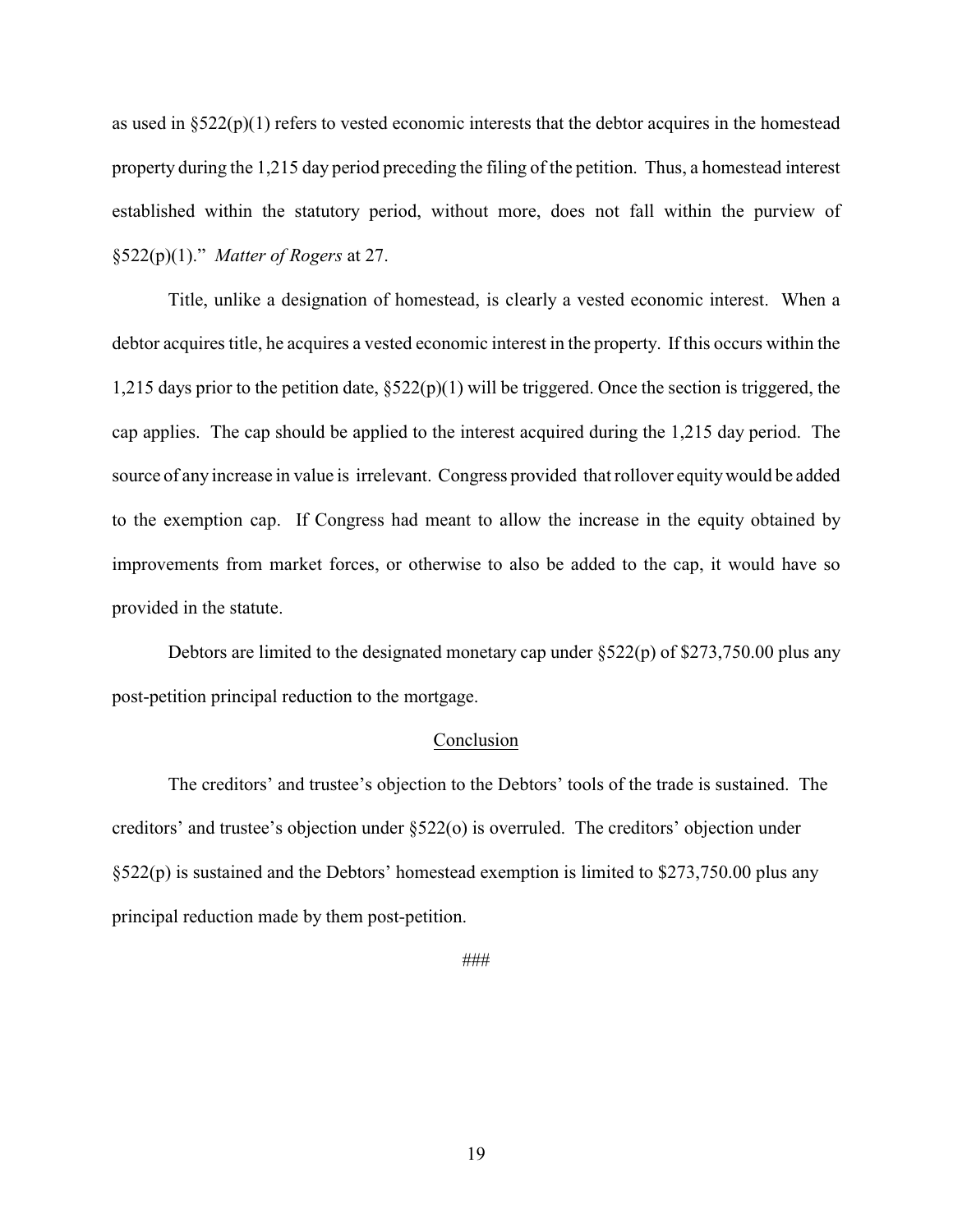as used in §522(p)(1) refers to vested economic interests that the debtor acquires in the homestead property during the 1,215 day period preceding the filing of the petition. Thus, a homestead interest established within the statutory period, without more, does not fall within the purview of §522(p)(1)." *Matter of Rogers* at 27.

Title, unlike a designation of homestead, is clearly a vested economic interest. When a debtor acquires title, he acquires a vested economic interest in the property. If this occurs within the 1,215 days prior to the petition date, §522(p)(1) will be triggered. Once the section is triggered, the cap applies. The cap should be applied to the interest acquired during the 1,215 day period. The source of any increase in value is irrelevant. Congress provided that rollover equity would be added to the exemption cap. If Congress had meant to allow the increase in the equity obtained by improvements from market forces, or otherwise to also be added to the cap, it would have so provided in the statute.

Debtors are limited to the designated monetary cap under §522(p) of $273,750.00 plus any post-petition principal reduction to the mortgage.

## Conclusion

The creditors' and trustee's objection to the Debtors' tools of the trade is sustained. The creditors' and trustee's objection under §522(o) is overruled. The creditors' objection under §522(p) is sustained and the Debtors' homestead exemption is limited to $273,750.00 plus any principal reduction made by them post-petition.

###